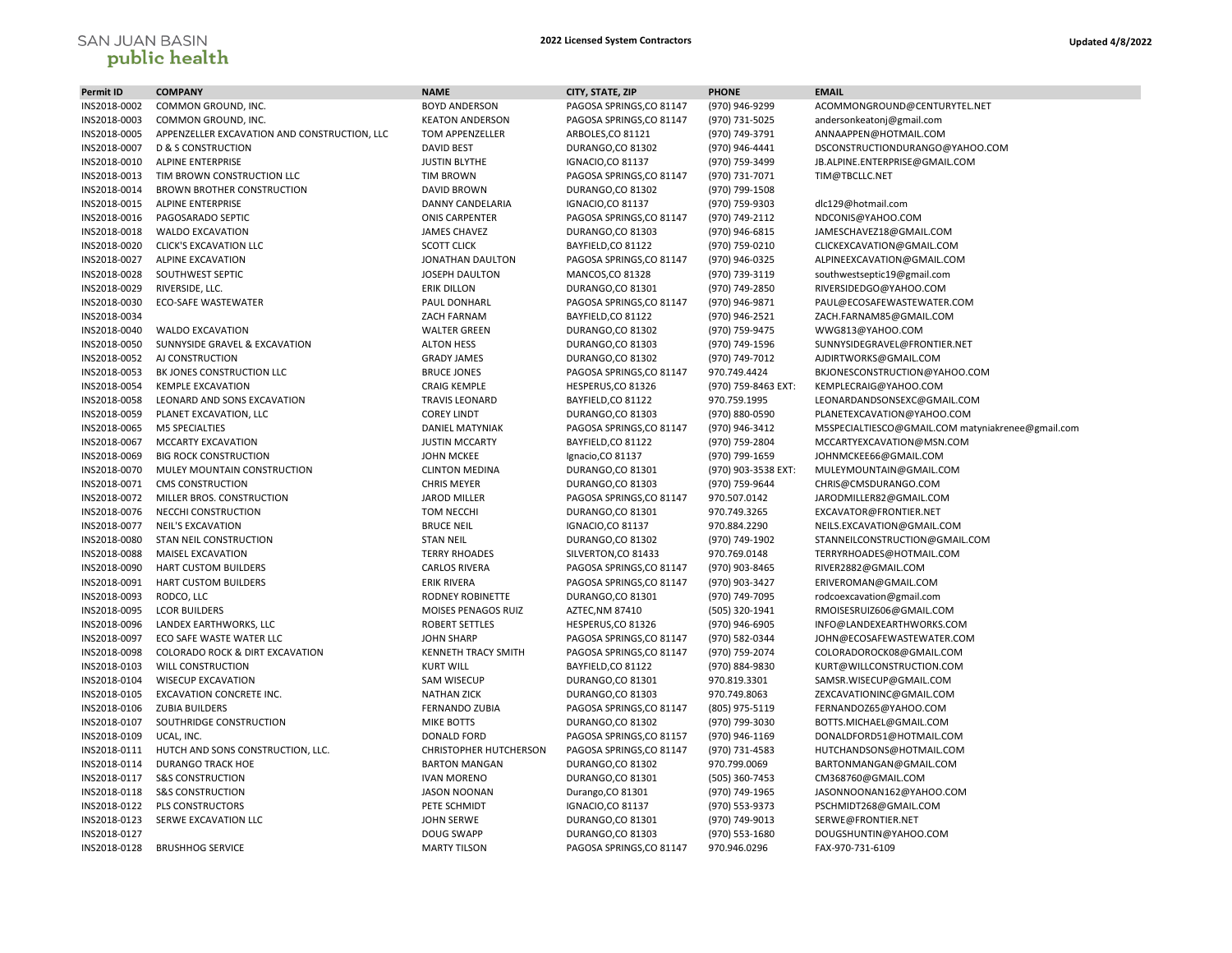SAN JUAN BASIN public health

**2022 Licensed System Contractors**

**Updated 4/8/2022**

| Permit ID | COMPANY | NAME | CITY, STATE, ZIP | PHONE | EMAIL |
|---|---|---|---|---|---|
| INS2018-0002 | COMMON GROUND, INC. | BOYD ANDERSON | PAGOSA SPRINGS,CO 81147 | (970) 946-9299 | ACOMMONGROUND@CENTURYTEL.NET |
| INS2018-0003 | COMMON GROUND, INC. | KEATON ANDERSON | PAGOSA SPRINGS,CO 81147 | (970) 731-5025 | andersonkeatonj@gmail.com |
| INS2018-0005 | APPENZELLER EXCAVATION AND CONSTRUCTION, LLC | TOM APPENZELLER | ARBOLES,CO 81121 | (970) 749-3791 | ANNAAPPEN@HOTMAIL.COM |
| INS2018-0007 | D & S CONSTRUCTION | DAVID BEST | DURANGO,CO 81302 | (970) 946-4441 | DSCONSTRUCTIONDURANGO@YAHOO.COM |
| INS2018-0010 | ALPINE ENTERPRISE | JUSTIN BLYTHE | IGNACIO,CO 81137 | (970) 759-3499 | JB.ALPINE.ENTERPRISE@GMAIL.COM |
| INS2018-0013 | TIM BROWN CONSTRUCTION LLC | TIM BROWN | PAGOSA SPRINGS,CO 81147 | (970) 731-7071 | TIM@TBCLLC.NET |
| INS2018-0014 | BROWN BROTHER CONSTRUCTION | DAVID BROWN | DURANGO,CO 81302 | (970) 799-1508 | |
| INS2018-0015 | ALPINE ENTERPRISE | DANNY CANDELARIA | IGNACIO,CO 81137 | (970) 759-9303 | dlc129@hotmail.com |
| INS2018-0016 | PAGOSARADO SEPTIC | ONIS CARPENTER | PAGOSA SPRINGS,CO 81147 | (970) 749-2112 | NDCONIS@YAHOO.COM |
| INS2018-0018 | WALDO EXCAVATION | JAMES CHAVEZ | DURANGO,CO 81303 | (970) 946-6815 | JAMESCHAVEZ18@GMAIL.COM |
| INS2018-0020 | CLICK'S EXCAVATION LLC | SCOTT CLICK | BAYFIELD,CO 81122 | (970) 759-0210 | CLICKEXCAVATION@GMAIL.COM |
| INS2018-0027 | ALPINE EXCAVATION | JONATHAN DAULTON | PAGOSA SPRINGS,CO 81147 | (970) 946-0325 | ALPINEEXCAVATION@GMAIL.COM |
| INS2018-0028 | SOUTHWEST SEPTIC | JOSEPH DAULTON | MANCOS,CO 81328 | (970) 739-3119 | southwestseptic19@gmail.com |
| INS2018-0029 | RIVERSIDE, LLC. | ERIK DILLON | DURANGO,CO 81301 | (970) 749-2850 | RIVERSIDEDGO@YAHOO.COM |
| INS2018-0030 | ECO-SAFE WASTEWATER | PAUL DONHARL | PAGOSA SPRINGS,CO 81147 | (970) 946-9871 | PAUL@ECOSAFEWASTEWATER.COM |
| INS2018-0034 | | ZACH FARNAM | BAYFIELD,CO 81122 | (970) 946-2521 | ZACH.FARNAM85@GMAIL.COM |
| INS2018-0040 | WALDO EXCAVATION | WALTER GREEN | DURANGO,CO 81302 | (970) 759-9475 | WWG813@YAHOO.COM |
| INS2018-0050 | SUNNYSIDE GRAVEL & EXCAVATION | ALTON HESS | DURANGO,CO 81303 | (970) 749-1596 | SUNNYSIDEGRAVEL@FRONTIER.NET |
| INS2018-0052 | AJ CONSTRUCTION | GRADY JAMES | DURANGO,CO 81302 | (970) 749-7012 | AJDIRTWORKS@GMAIL.COM |
| INS2018-0053 | BK JONES CONSTRUCTION LLC | BRUCE JONES | PAGOSA SPRINGS,CO 81147 | 970.749.4424 | BKJONESCONSTRUCTION@YAHOO.COM |
| INS2018-0054 | KEMPLE EXCAVATION | CRAIG KEMPLE | HESPERUS,CO 81326 | (970) 759-8463 EXT: | KEMPLECRAIG@YAHOO.COM |
| INS2018-0058 | LEONARD AND SONS EXCAVATION | TRAVIS LEONARD | BAYFIELD,CO 81122 | 970.759.1995 | LEONARDANDSONSEXC@GMAIL.COM |
| INS2018-0059 | PLANET EXCAVATION, LLC | COREY LINDT | DURANGO,CO 81303 | (970) 880-0590 | PLANETEXCAVATION@YAHOO.COM |
| INS2018-0065 | M5 SPECIALTIES | DANIEL MATYNIAK | PAGOSA SPRINGS,CO 81147 | (970) 946-3412 | M5SPECIALTIESCO@GMAIL.COM matyniakrenee@gmail.com |
| INS2018-0067 | MCCARTY EXCAVATION | JUSTIN MCCARTY | BAYFIELD,CO 81122 | (970) 759-2804 | MCCARTYEXCAVATION@MSN.COM |
| INS2018-0069 | BIG ROCK CONSTRUCTION | JOHN MCKEE | Ignacio,CO 81137 | (970) 799-1659 | JOHNMCKEE66@GMAIL.COM |
| INS2018-0070 | MULEY MOUNTAIN CONSTRUCTION | CLINTON MEDINA | DURANGO,CO 81301 | (970) 903-3538 EXT: | MULEYMOUNTAIN@GMAIL.COM |
| INS2018-0071 | CMS CONSTRUCTION | CHRIS MEYER | DURANGO,CO 81303 | (970) 759-9644 | CHRIS@CMSDURANGO.COM |
| INS2018-0072 | MILLER BROS. CONSTRUCTION | JAROD MILLER | PAGOSA SPRINGS,CO 81147 | 970.507.0142 | JARODMILLER82@GMAIL.COM |
| INS2018-0076 | NECCHI CONSTRUCTION | TOM NECCHI | DURANGO,CO 81301 | 970.749.3265 | EXCAVATOR@FRONTIER.NET |
| INS2018-0077 | NEIL'S EXCAVATION | BRUCE NEIL | IGNACIO,CO 81137 | 970.884.2290 | NEILS.EXCAVATION@GMAIL.COM |
| INS2018-0080 | STAN NEIL CONSTRUCTION | STAN NEIL | DURANGO,CO 81302 | (970) 749-1902 | STANNEILCONSTRUCTION@GMAIL.COM |
| INS2018-0088 | MAISEL EXCAVATION | TERRY RHOADES | SILVERTON,CO 81433 | 970.769.0148 | TERRYRHOADES@HOTMAIL.COM |
| INS2018-0090 | HART CUSTOM BUILDERS | CARLOS RIVERA | PAGOSA SPRINGS,CO 81147 | (970) 903-8465 | RIVER2882@GMAIL.COM |
| INS2018-0091 | HART CUSTOM BUILDERS | ERIK RIVERA | PAGOSA SPRINGS,CO 81147 | (970) 903-3427 | ERIVEROMAN@GMAIL.COM |
| INS2018-0093 | RODCO, LLC | RODNEY ROBINETTE | DURANGO,CO 81301 | (970) 749-7095 | rodcoexcavation@gmail.com |
| INS2018-0095 | LCOR BUILDERS | MOISES PENAGOS RUIZ | AZTEC,NM 87410 | (505) 320-1941 | RMOISESRUIZ606@GMAIL.COM |
| INS2018-0096 | LANDEX EARTHWORKS, LLC | ROBERT SETTLES | HESPERUS,CO 81326 | (970) 946-6905 | INFO@LANDEXEARTHWORKS.COM |
| INS2018-0097 | ECO SAFE WASTE WATER LLC | JOHN SHARP | PAGOSA SPRINGS,CO 81147 | (970) 582-0344 | JOHN@ECOSAFEWASTEWATER.COM |
| INS2018-0098 | COLORADO ROCK & DIRT EXCAVATION | KENNETH TRACY SMITH | PAGOSA SPRINGS,CO 81147 | (970) 759-2074 | COLORADOROCK08@GMAIL.COM |
| INS2018-0103 | WILL CONSTRUCTION | KURT WILL | BAYFIELD,CO 81122 | (970) 884-9830 | KURT@WILLCONSTRUCTION.COM |
| INS2018-0104 | WISECUP EXCAVATION | SAM WISECUP | DURANGO,CO 81301 | 970.819.3301 | SAMSR.WISECUP@GMAIL.COM |
| INS2018-0105 | EXCAVATION CONCRETE INC. | NATHAN ZICK | DURANGO,CO 81303 | 970.749.8063 | ZEXCAVATIONINC@GMAIL.COM |
| INS2018-0106 | ZUBIA BUILDERS | FERNANDO ZUBIA | PAGOSA SPRINGS,CO 81147 | (805) 975-5119 | FERNANDOZ65@YAHOO.COM |
| INS2018-0107 | SOUTHRIDGE CONSTRUCTION | MIKE BOTTS | DURANGO,CO 81302 | (970) 799-3030 | BOTTS.MICHAEL@GMAIL.COM |
| INS2018-0109 | UCAL, INC. | DONALD FORD | PAGOSA SPRINGS,CO 81157 | (970) 946-1169 | DONALDFORD51@HOTMAIL.COM |
| INS2018-0111 | HUTCH AND SONS CONSTRUCTION, LLC. | CHRISTOPHER HUTCHERSON | PAGOSA SPRINGS,CO 81147 | (970) 731-4583 | HUTCHANDSONS@HOTMAIL.COM |
| INS2018-0114 | DURANGO TRACK HOE | BARTON MANGAN | DURANGO,CO 81302 | 970.799.0069 | BARTONMANGAN@GMAIL.COM |
| INS2018-0117 | S&S CONSTRUCTION | IVAN MORENO | DURANGO,CO 81301 | (505) 360-7453 | CM368760@GMAIL.COM |
| INS2018-0118 | S&S CONSTRUCTION | JASON NOONAN | Durango,CO 81301 | (970) 749-1965 | JASONNOONAN162@YAHOO.COM |
| INS2018-0122 | PLS CONSTRUCTORS | PETE SCHMIDT | IGNACIO,CO 81137 | (970) 553-9373 | PSCHMIDT268@GMAIL.COM |
| INS2018-0123 | SERWE EXCAVATION LLC | JOHN SERWE | DURANGO,CO 81301 | (970) 749-9013 | SERWE@FRONTIER.NET |
| INS2018-0127 | | DOUG SWAPP | DURANGO,CO 81303 | (970) 553-1680 | DOUGSHUNTIN@YAHOO.COM |
| INS2018-0128 | BRUSHHOG SERVICE | MARTY TILSON | PAGOSA SPRINGS,CO 81147 | 970.946.0296 | FAX-970-731-6109 |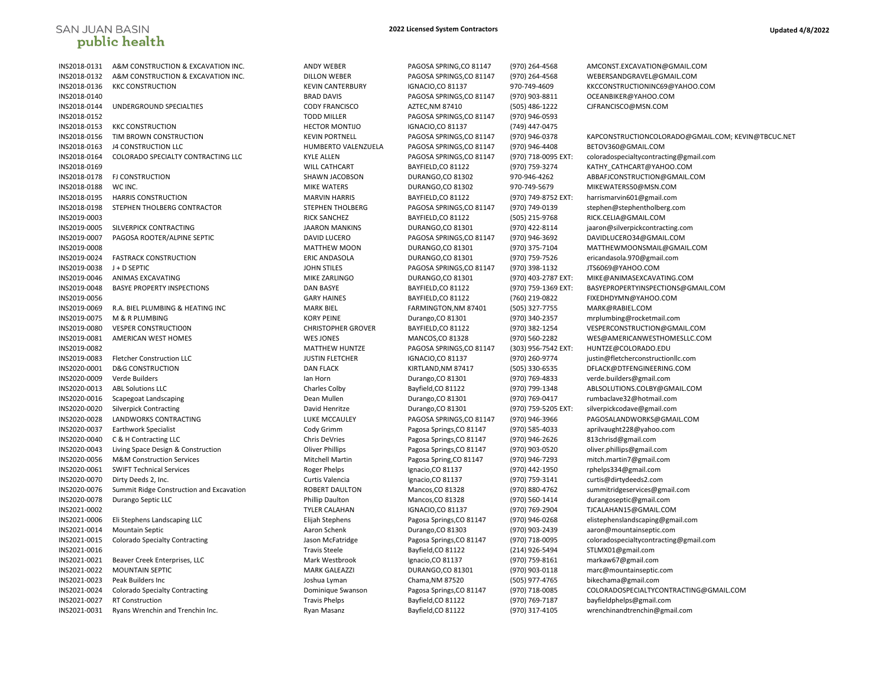| | | | | | |
|---|---|---|---|---|---|
| INS2018-0131 | A&M CONSTRUCTION & EXCAVATION INC. | ANDY WEBER | PAGOSA SPRING,CO 81147 | (970) 264-4568 | AMCONST.EXCAVATION@GMAIL.COM |
| INS2018-0132 | A&M CONSTRUCTION & EXCAVATION INC. | DILLON WEBER | PAGOSA SPRINGS,CO 81147 | (970) 264-4568 | WEBERSANDGRAVEL@GMAIL.COM |
| INS2018-0136 | KKC CONSTRUCTION | KEVIN CANTERBURY | IGNACIO,CO 81137 | 970-749-4609 | KKCCONSTRUCTIONINC69@YAHOO.COM |
| INS2018-0140 | | BRAD DAVIS | PAGOSA SPRINGS,CO 81147 | (970) 903-8811 | OCEANBIKER@YAHOO.COM |
| INS2018-0144 | UNDERGROUND SPECIALTIES | CODY FRANCISCO | AZTEC,NM 87410 | (505) 486-1222 | CJFRANCISCO@MSN.COM |
| INS2018-0152 | | TODD MILLER | PAGOSA SPRINGS,CO 81147 | (970) 946-0593 | |
| INS2018-0153 | KKC CONSTRUCTION | HECTOR MONTIJO | IGNACIO,CO 81137 | (749) 447-0475 | |
| INS2018-0156 | TIM BROWN CONSTRUCTION | KEVIN PORTNELL | PAGOSA SPRINGS,CO 81147 | (970) 946-0378 | KAPCONSTRUCTIONCOLORADO@GMAIL.COM; KEVIN@TBCUC.NET |
| INS2018-0163 | J4 CONSTRUCTION LLC | HUMBERTO VALENZUELA | PAGOSA SPRINGS,CO 81147 | (970) 946-4408 | BETOV360@GMAIL.COM |
| INS2018-0164 | COLORADO SPECIALTY CONTRACTING LLC | KYLE ALLEN | PAGOSA SPRINGS,CO 81147 | (970) 718-0095 EXT: | coloradospecialtycontracting@gmail.com |
| INS2018-0169 | | WILL CATHCART | BAYFIELD,CO 81122 | (970) 759-3274 | KATHY_CATHCART@YAHOO.COM |
| INS2018-0178 | FJ CONSTRUCTION | SHAWN JACOBSON | DURANGO,CO 81302 | 970-946-4262 | ABBAFJCONSTRUCTION@GMAIL.COM |
| INS2018-0188 | WC INC. | MIKE WATERS | DURANGO,CO 81302 | 970-749-5679 | MIKEWATERS50@MSN.COM |
| INS2018-0195 | HARRIS CONSTRUCTION | MARVIN HARRIS | BAYFIELD,CO 81122 | (970) 749-8752 EXT: | harrismarvin601@gmail.com |
| INS2018-0198 | STEPHEN THOLBERG CONTRACTOR | STEPHEN THOLBERG | PAGOSA SPRINGS,CO 81147 | (970) 749-0139 | stephen@stephentholberg.com |
| INS2019-0003 | | RICK SANCHEZ | BAYFIELD,CO 81122 | (505) 215-9768 | RICK.CELIA@GMAIL.COM |
| INS2019-0005 | SILVERPICK CONTRACTING | JAARON MANKINS | DURANGO,CO 81301 | (970) 422-8114 | jaaron@silverpickcontracting.com |
| INS2019-0007 | PAGOSA ROOTER/ALPINE SEPTIC | DAVID LUCERO | PAGOSA SPRINGS,CO 81147 | (970) 946-3692 | DAVIDLUCERO34@GMAIL.COM |
| INS2019-0008 | | MATTHEW MOON | DURANGO,CO 81301 | (970) 375-7104 | MATTHEWMOONSMAIL@GMAIL.COM |
| INS2019-0024 | FASTRACK CONSTRUCTION | ERIC ANDASOLA | DURANGO,CO 81301 | (970) 759-7526 | ericandasola.970@gmail.com |
| INS2019-0038 | J + D SEPTIC | JOHN STILES | PAGOSA SPRINGS,CO 81147 | (970) 398-1132 | JTS6069@YAHOO.COM |
| INS2019-0046 | ANIMAS EXCAVATING | MIKE ZARLINGO | DURANGO,CO 81301 | (970) 403-2787 EXT: | MIKE@ANIMASEXCAVATING.COM |
| INS2019-0048 | BASYE PROPERTY INSPECTIONS | DAN BASYE | BAYFIELD,CO 81122 | (970) 759-1369 EXT: | BASYEPROPERTYINSPECTIONS@GMAIL.COM |
| INS2019-0056 | | GARY HAINES | BAYFIELD,CO 81122 | (760) 219-0822 | FIXEDHDYMN@YAHOO.COM |
| INS2019-0069 | R.A. BIEL PLUMBING & HEATING INC | MARK BIEL | FARMINGTON,NM 87401 | (505) 327-7755 | MARK@RABIEL.COM |
| INS2019-0075 | M & R PLUMBING | KORY PEINE | Durango,CO 81301 | (970) 340-2357 | mrplumbing@rocketmail.com |
| INS2019-0080 | VESPER CONSTRUCTIO0N | CHRISTOPHER GROVER | BAYFIELD,CO 81122 | (970) 382-1254 | VESPERCONSTRUCTION@GMAIL.COM |
| INS2019-0081 | AMERICAN WEST HOMES | WES JONES | MANCOS,CO 81328 | (970) 560-2282 | WES@AMERICANWESTHOMESLLC.COM |
| INS2019-0082 | | MATTHEW HUNTZE | PAGOSA SPRINGS,CO 81147 | (303) 956-7542 EXT: | HUNTZE@COLORADO.EDU |
| INS2019-0083 | Fletcher Construction LLC | JUSTIN FLETCHER | IGNACIO,CO 81137 | (970) 260-9774 | justin@fletcherconstructionllc.com |
| INS2020-0001 | D&G CONSTRUCTION | DAN FLACK | KIRTLAND,NM 87417 | (505) 330-6535 | DFLACK@DTFENGINEERING.COM |
| INS2020-0009 | Verde Builders | Ian Horn | Durango,CO 81301 | (970) 769-4833 | verde.builders@gmail.com |
| INS2020-0013 | ABL Solutions LLC | Charles Colby | Bayfield,CO 81122 | (970) 799-1348 | ABLSOLUTIONS.COLBY@GMAIL.COM |
| INS2020-0016 | Scapegoat Landscaping | Dean Mullen | Durango,CO 81301 | (970) 769-0417 | rumbaclave32@hotmail.com |
| INS2020-0020 | Silverpick Contracting | David Henritze | Durango,CO 81301 | (970) 759-5205 EXT: | silverpickcodave@gmail.com |
| INS2020-0028 | LANDWORKS CONTRACTING | LUKE MCCAULEY | PAGOSA SPRINGS,CO 81147 | (970) 946-3966 | PAGOSALANDWORKS@GMAIL.COM |
| INS2020-0037 | Earthwork Specialist | Cody Grimm | Pagosa Springs,CO 81147 | (970) 585-4033 | aprilvaught228@yahoo.com |
| INS2020-0040 | C & H Contracting LLC | Chris DeVries | Pagosa Springs,CO 81147 | (970) 946-2626 | 813chrisd@gmail.com |
| INS2020-0043 | Living Space Design & Construction | Oliver Phillips | Pagosa Springs,CO 81147 | (970) 903-0520 | oliver.phillips@gmail.com |
| INS2020-0056 | M&M Construction Services | Mitchell Martin | Pagosa Spring,CO 81147 | (970) 946-7293 | mitch.martin7@gmail.com |
| INS2020-0061 | SWIFT Technical Services | Roger Phelps | Ignacio,CO 81137 | (970) 442-1950 | rphelps334@gmail.com |
| INS2020-0070 | Dirty Deeds 2, Inc. | Curtis Valencia | Ignacio,CO 81137 | (970) 759-3141 | curtis@dirtydeeds2.com |
| INS2020-0076 | Summit Ridge Construction and Excavation | ROBERT DAULTON | Mancos,CO 81328 | (970) 880-4762 | summitridgeservices@gmail.com |
| INS2020-0078 | Durango Septic LLC | Phillip Daulton | Mancos,CO 81328 | (970) 560-1414 | durangoseptic@gmail.com |
| INS2021-0002 | | TYLER CALAHAN | IGNACIO,CO 81137 | (970) 769-2904 | TJCALAHAN15@GMAIL.COM |
| INS2021-0006 | Eli Stephens Landscaping LLC | Elijah Stephens | Pagosa Springs,CO 81147 | (970) 946-0268 | elistephenslandscaping@gmail.com |
| INS2021-0014 | Mountain Septic | Aaron Schenk | Durango,CO 81303 | (970) 903-2439 | aaron@mountainseptic.com |
| INS2021-0015 | Colorado Specialty Contracting | Jason McFatridge | Pagosa Springs,CO 81147 | (970) 718-0095 | coloradospecialtycontracting@gmail.com |
| INS2021-0016 | | Travis Steele | Bayfield,CO 81122 | (214) 926-5494 | STLMX01@gmail.com |
| INS2021-0021 | Beaver Creek Enterprises, LLC | Mark Westbrook | Ignacio,CO 81137 | (970) 759-8161 | markaw67@gmail.com |
| INS2021-0022 | MOUNTAIN SEPTIC | MARK GALEAZZI | DURANGO,CO 81301 | (970) 903-0118 | marc@mountainseptic.com |
| INS2021-0023 | Peak Builders Inc | Joshua Lyman | Chama,NM 87520 | (505) 977-4765 | bikechama@gmail.com |
| INS2021-0024 | Colorado Specialty Contracting | Dominique Swanson | Pagosa Springs,CO 81147 | (970) 718-0085 | COLORADOSPECIALTYCONTRACTING@GMAIL.COM |
| INS2021-0027 | RT Construction | Travis Phelps | Bayfield,CO 81122 | (970) 769-7187 | bayfieldphelps@gmail.com |
| INS2021-0031 | Ryans Wrenchin and Trenchin Inc. | Ryan Masanz | Bayfield,CO 81122 | (970) 317-4105 | wrenchinandtrenchin@gmail.com |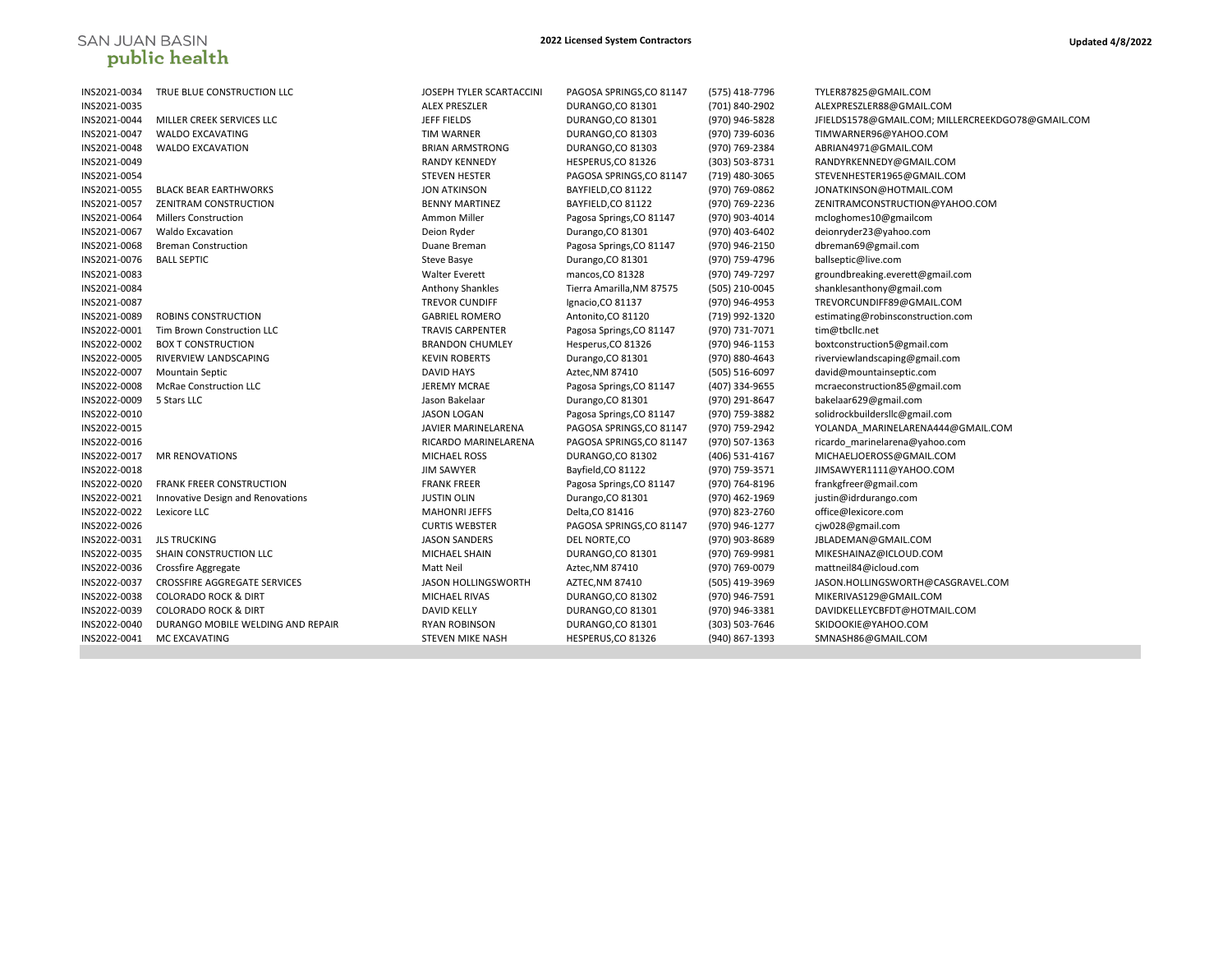| | | | | | |
|---|---|---|---|---|---|
| INS2021-0034 | TRUE BLUE CONSTRUCTION LLC | JOSEPH TYLER SCARTACCINI | PAGOSA SPRINGS,CO 81147 | (575) 418-7796 | TYLER87825@GMAIL.COM |
| INS2021-0035 | | ALEX PRESZLER | DURANGO,CO 81301 | (701) 840-2902 | ALEXPRESZLER88@GMAIL.COM |
| INS2021-0044 | MILLER CREEK SERVICES LLC | JEFF FIELDS | DURANGO,CO 81301 | (970) 946-5828 | JFIELDS1578@GMAIL.COM; MILLERCREEKDGO78@GMAIL.COM |
| INS2021-0047 | WALDO EXCAVATING | TIM WARNER | DURANGO,CO 81303 | (970) 739-6036 | TIMWARNER96@YAHOO.COM |
| INS2021-0048 | WALDO EXCAVATION | BRIAN ARMSTRONG | DURANGO,CO 81303 | (970) 769-2384 | ABRIAN4971@GMAIL.COM |
| INS2021-0049 | | RANDY KENNEDY | HESPERUS,CO 81326 | (303) 503-8731 | RANDYRKENNEDY@GMAIL.COM |
| INS2021-0054 | | STEVEN HESTER | PAGOSA SPRINGS,CO 81147 | (719) 480-3065 | STEVENHESTER1965@GMAIL.COM |
| INS2021-0055 | BLACK BEAR EARTHWORKS | JON ATKINSON | BAYFIELD,CO 81122 | (970) 769-0862 | JONATKINSON@HOTMAIL.COM |
| INS2021-0057 | ZENITRAM CONSTRUCTION | BENNY MARTINEZ | BAYFIELD,CO 81122 | (970) 769-2236 | ZENITRAMCONSTRUCTION@YAHOO.COM |
| INS2021-0064 | Millers Construction | Ammon Miller | Pagosa Springs,CO 81147 | (970) 903-4014 | mcloghomes10@gmailcom |
| INS2021-0067 | Waldo Excavation | Deion Ryder | Durango,CO 81301 | (970) 403-6402 | deionryder23@yahoo.com |
| INS2021-0068 | Breman Construction | Duane Breman | Pagosa Springs,CO 81147 | (970) 946-2150 | dbreman69@gmail.com |
| INS2021-0076 | BALL SEPTIC | Steve Basye | Durango,CO 81301 | (970) 759-4796 | ballseptic@live.com |
| INS2021-0083 | | Walter Everett | mancos,CO 81328 | (970) 749-7297 | groundbreaking.everett@gmail.com |
| INS2021-0084 | | Anthony Shankles | Tierra Amarilla,NM 87575 | (505) 210-0045 | shanklesanthony@gmail.com |
| INS2021-0087 | | TREVOR CUNDIFF | Ignacio,CO 81137 | (970) 946-4953 | TREVORCUNDIFF89@GMAIL.COM |
| INS2021-0089 | ROBINS CONSTRUCTION | GABRIEL ROMERO | Antonito,CO 81120 | (719) 992-1320 | estimating@robinsconstruction.com |
| INS2022-0001 | Tim Brown Construction LLC | TRAVIS CARPENTER | Pagosa Springs,CO 81147 | (970) 731-7071 | tim@tbcllc.net |
| INS2022-0002 | BOX T CONSTRUCTION | BRANDON CHUMLEY | Hesperus,CO 81326 | (970) 946-1153 | boxtconstruction5@gmail.com |
| INS2022-0005 | RIVERVIEW LANDSCAPING | KEVIN ROBERTS | Durango,CO 81301 | (970) 880-4643 | riverviewlandscaping@gmail.com |
| INS2022-0007 | Mountain Septic | DAVID HAYS | Aztec,NM 87410 | (505) 516-6097 | david@mountainseptic.com |
| INS2022-0008 | McRae Construction LLC | JEREMY MCRAE | Pagosa Springs,CO 81147 | (407) 334-9655 | mcraeconstruction85@gmail.com |
| INS2022-0009 | 5 Stars LLC | Jason Bakelaar | Durango,CO 81301 | (970) 291-8647 | bakelaar629@gmail.com |
| INS2022-0010 | | JASON LOGAN | Pagosa Springs,CO 81147 | (970) 759-3882 | solidrockbuildersllc@gmail.com |
| INS2022-0015 | | JAVIER MARINELARENA | PAGOSA SPRINGS,CO 81147 | (970) 759-2942 | YOLANDA_MARINELARENA444@GMAIL.COM |
| INS2022-0016 | | RICARDO MARINELARENA | PAGOSA SPRINGS,CO 81147 | (970) 507-1363 | ricardo_marinelarena@yahoo.com |
| INS2022-0017 | MR RENOVATIONS | MICHAEL ROSS | DURANGO,CO 81302 | (406) 531-4167 | MICHAELJOEROSS@GMAIL.COM |
| INS2022-0018 | | JIM SAWYER | Bayfield,CO 81122 | (970) 759-3571 | JIMSAWYER1111@YAHOO.COM |
| INS2022-0020 | FRANK FREER CONSTRUCTION | FRANK FREER | Pagosa Springs,CO 81147 | (970) 764-8196 | frankgfreer@gmail.com |
| INS2022-0021 | Innovative Design and Renovations | JUSTIN OLIN | Durango,CO 81301 | (970) 462-1969 | justin@idrdurango.com |
| INS2022-0022 | Lexicore LLC | MAHONRI JEFFS | Delta,CO 81416 | (970) 823-2760 | office@lexicore.com |
| INS2022-0026 | | CURTIS WEBSTER | PAGOSA SPRINGS,CO 81147 | (970) 946-1277 | cjw028@gmail.com |
| INS2022-0031 | JLS TRUCKING | JASON SANDERS | DEL NORTE,CO | (970) 903-8689 | JBLADEMAN@GMAIL.COM |
| INS2022-0035 | SHAIN CONSTRUCTION LLC | MICHAEL SHAIN | DURANGO,CO 81301 | (970) 769-9981 | MIKESHAINAZ@ICLOUD.COM |
| INS2022-0036 | Crossfire Aggregate | Matt Neil | Aztec,NM 87410 | (970) 769-0079 | mattneil84@icloud.com |
| INS2022-0037 | CROSSFIRE AGGREGATE SERVICES | JASON HOLLINGSWORTH | AZTEC,NM 87410 | (505) 419-3969 | JASON.HOLLINGSWORTH@CASGRAVEL.COM |
| INS2022-0038 | COLORADO ROCK & DIRT | MICHAEL RIVAS | DURANGO,CO 81302 | (970) 946-7591 | MIKERIVAS129@GMAIL.COM |
| INS2022-0039 | COLORADO ROCK & DIRT | DAVID KELLY | DURANGO,CO 81301 | (970) 946-3381 | DAVIDKELLEYCBFDT@HOTMAIL.COM |
| INS2022-0040 | DURANGO MOBILE WELDING AND REPAIR | RYAN ROBINSON | DURANGO,CO 81301 | (303) 503-7646 | SKIDOOKIE@YAHOO.COM |
| INS2022-0041 | MC EXCAVATING | STEVEN MIKE NASH | HESPERUS,CO 81326 | (940) 867-1393 | SMNASH86@GMAIL.COM |